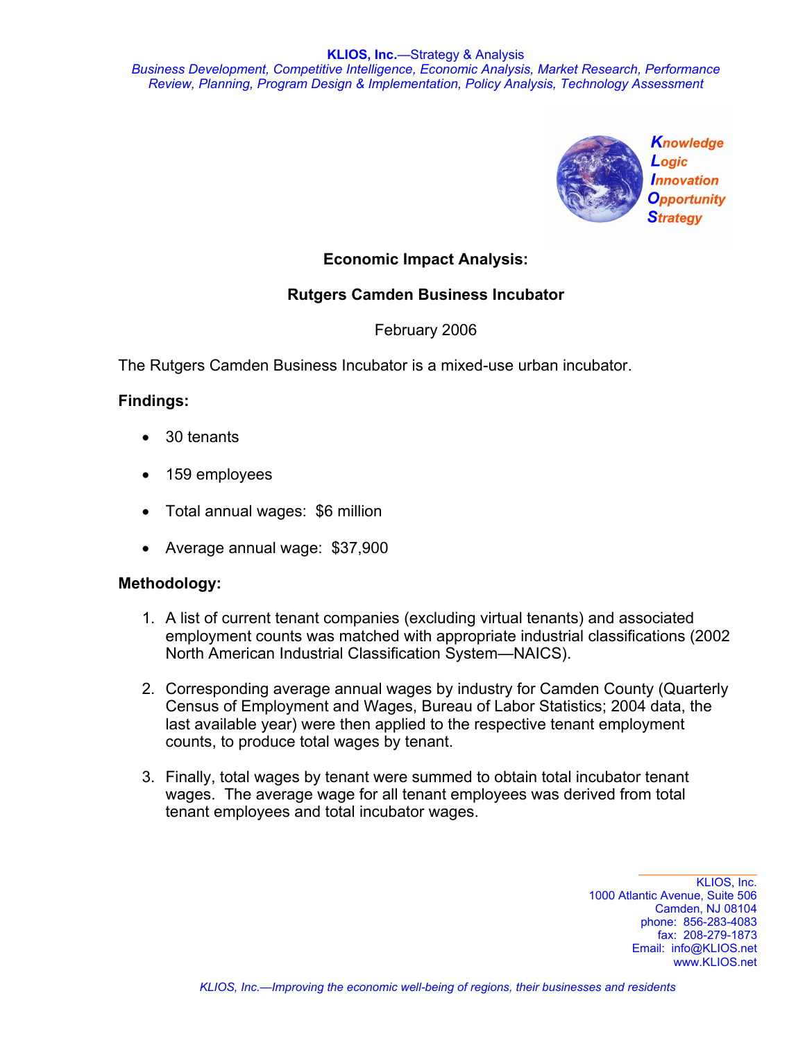**KLIOS, Inc.**—Strategy & Analysis

*Business Development, Competitive Intelligence, Economic Analysis, Market Research, Performance Review, Planning, Program Design & Implementation, Policy Analysis, Technology Assessment*

*Knowledge*
*Logic*
*Innovation*
*Opportunity*
*Strategy*

# Economic Impact Analysis:

## Rutgers Camden Business Incubator

February 2006

The Rutgers Camden Business Incubator is a mixed-use urban incubator.

**Findings:**

- 30 tenants
- 159 employees
- Total annual wages: $6 million
- Average annual wage: $37,900

**Methodology:**

1. A list of current tenant companies (excluding virtual tenants) and associated employment counts was matched with appropriate industrial classifications (2002 North American Industrial Classification System—NAICS).

2. Corresponding average annual wages by industry for Camden County (Quarterly Census of Employment and Wages, Bureau of Labor Statistics; 2004 data, the last available year) were then applied to the respective tenant employment counts, to produce total wages by tenant.

3. Finally, total wages by tenant were summed to obtain total incubator tenant wages. The average wage for all tenant employees was derived from total tenant employees and total incubator wages.

KLIOS, Inc.
1000 Atlantic Avenue, Suite 506
Camden, NJ 08104
phone: 856-283-4083
fax: 208-279-1873
Email: info@KLIOS.net
www.KLIOS.net

*KLIOS, Inc.—Improving the economic well-being of regions, their businesses and residents*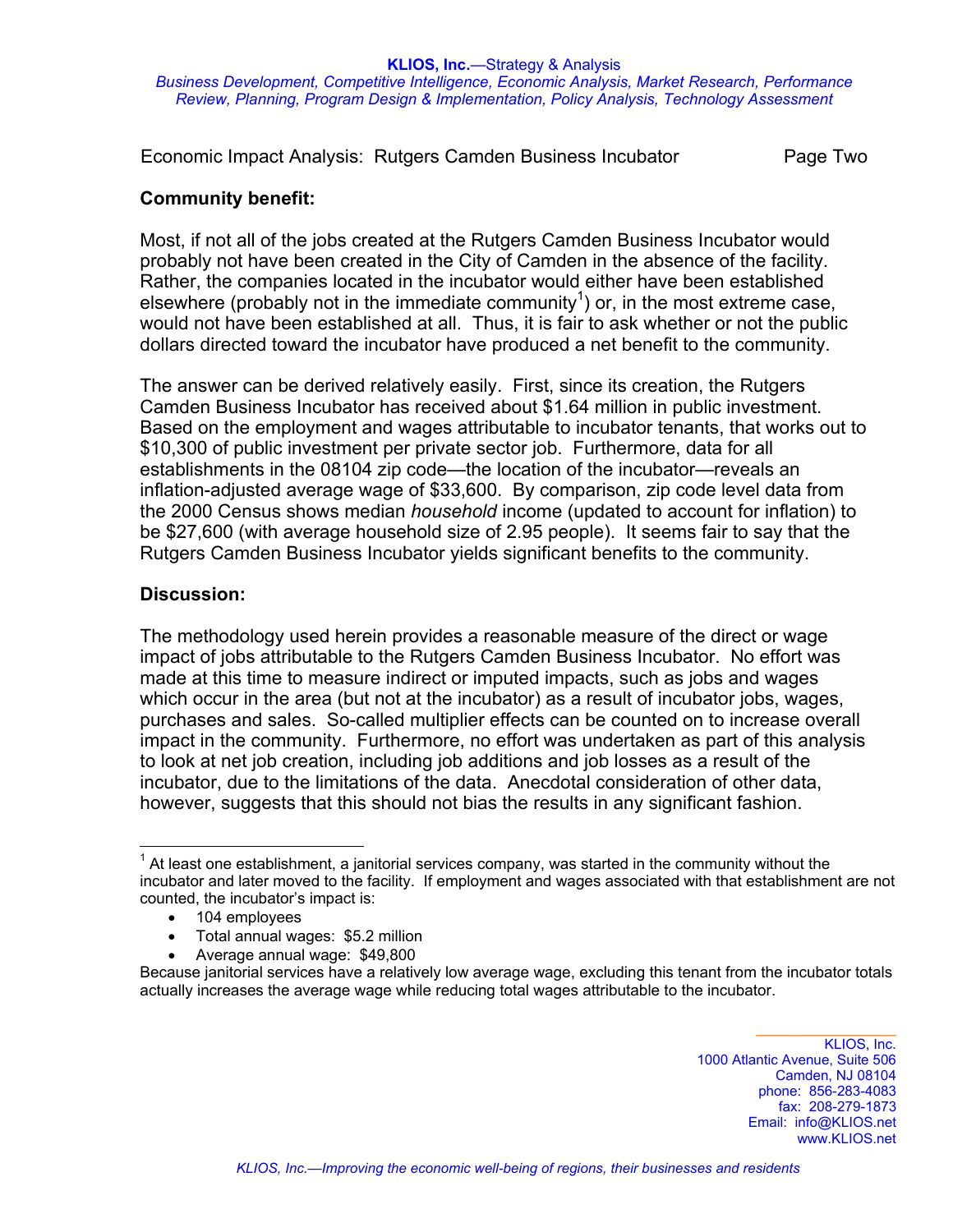## Community benefit:

Most, if not all of the jobs created at the Rutgers Camden Business Incubator would probably not have been created in the City of Camden in the absence of the facility. Rather, the companies located in the incubator would either have been established elsewhere (probably not in the immediate community[1]) or, in the most extreme case, would not have been established at all. Thus, it is fair to ask whether or not the public dollars directed toward the incubator have produced a net benefit to the community.

The answer can be derived relatively easily. First, since its creation, the Rutgers Camden Business Incubator has received about $1.64 million in public investment. Based on the employment and wages attributable to incubator tenants, that works out to $10,300 of public investment per private sector job. Furthermore, data for all establishments in the 08104 zip code—the location of the incubator—reveals an inflation-adjusted average wage of $33,600. By comparison, zip code level data from the 2000 Census shows median *household* income (updated to account for inflation) to be $27,600 (with average household size of 2.95 people). It seems fair to say that the Rutgers Camden Business Incubator yields significant benefits to the community.

## Discussion:

The methodology used herein provides a reasonable measure of the direct or wage impact of jobs attributable to the Rutgers Camden Business Incubator. No effort was made at this time to measure indirect or imputed impacts, such as jobs and wages which occur in the area (but not at the incubator) as a result of incubator jobs, wages, purchases and sales. So-called multiplier effects can be counted on to increase overall impact in the community. Furthermore, no effort was undertaken as part of this analysis to look at net job creation, including job additions and job losses as a result of the incubator, due to the limitations of the data. Anecdotal consideration of other data, however, suggests that this should not bias the results in any significant fashion.

---

[1] At least one establishment, a janitorial services company, was started in the community without the incubator and later moved to the facility. If employment and wages associated with that establishment are not counted, the incubator's impact is:

- 104 employees
- Total annual wages: $5.2 million
- Average annual wage: $49,800

Because janitorial services have a relatively low average wage, excluding this tenant from the incubator totals actually increases the average wage while reducing total wages attributable to the incubator.